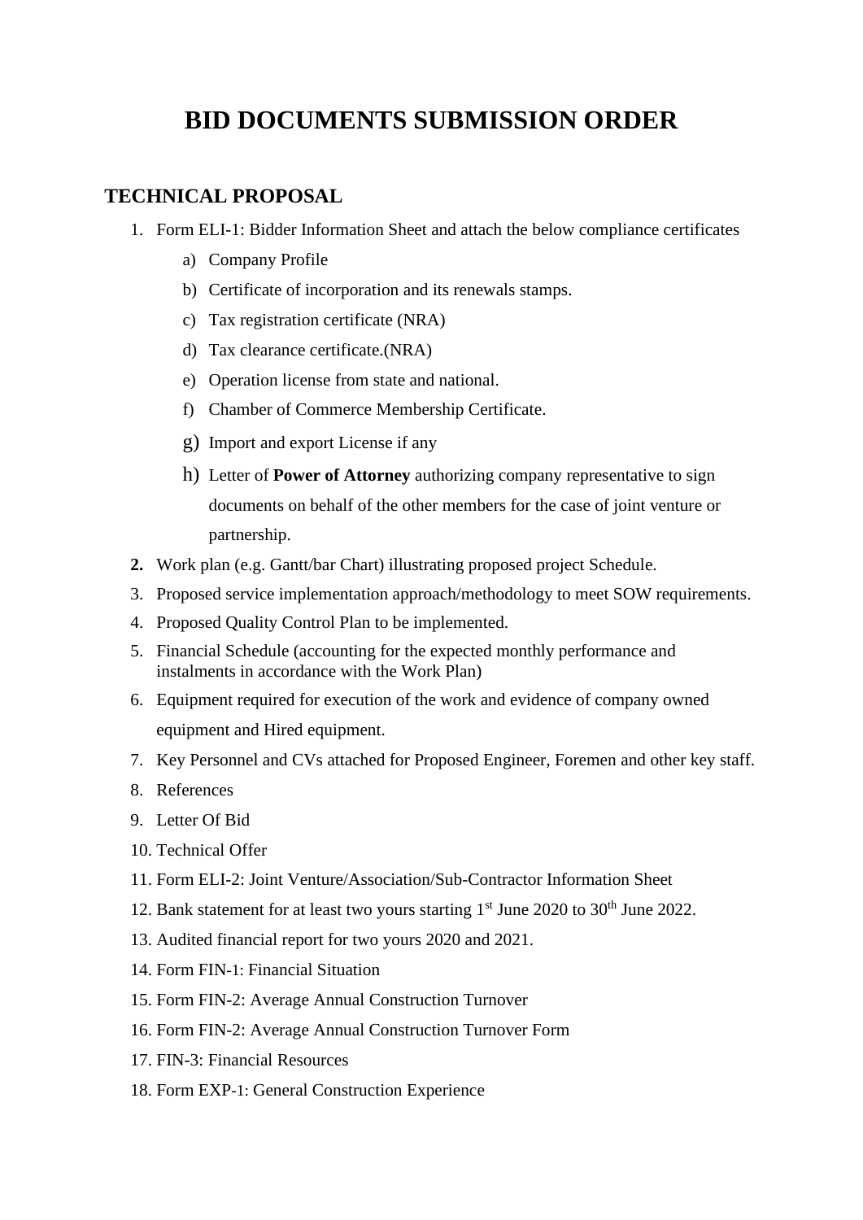# BID DOCUMENTS SUBMISSION ORDER

## TECHNICAL PROPOSAL

1. Form ELI-1: Bidder Information Sheet and attach the below compliance certificates
   a) Company Profile
   b) Certificate of incorporation and its renewals stamps.
   c) Tax registration certificate (NRA)
   d) Tax clearance certificate.(NRA)
   e) Operation license from state and national.
   f) Chamber of Commerce Membership Certificate.
   g) Import and export License if any
   h) Letter of **Power of Attorney** authorizing company representative to sign documents on behalf of the other members for the case of joint venture or partnership.
2. Work plan (e.g. Gantt/bar Chart) illustrating proposed project Schedule.
3. Proposed service implementation approach/methodology to meet SOW requirements.
4. Proposed Quality Control Plan to be implemented.
5. Financial Schedule (accounting for the expected monthly performance and instalments in accordance with the Work Plan)
6. Equipment required for execution of the work and evidence of company owned equipment and Hired equipment.
7. Key Personnel and CVs attached for Proposed Engineer, Foremen and other key staff.
8. References
9. Letter Of Bid
10. Technical Offer
11. Form ELI-2: Joint Venture/Association/Sub-Contractor Information Sheet
12. Bank statement for at least two yours starting 1st June 2020 to 30th June 2022.
13. Audited financial report for two yours 2020 and 2021.
14. Form FIN-1: Financial Situation
15. Form FIN-2: Average Annual Construction Turnover
16. Form FIN-2: Average Annual Construction Turnover Form
17. FIN-3: Financial Resources
18. Form EXP-1: General Construction Experience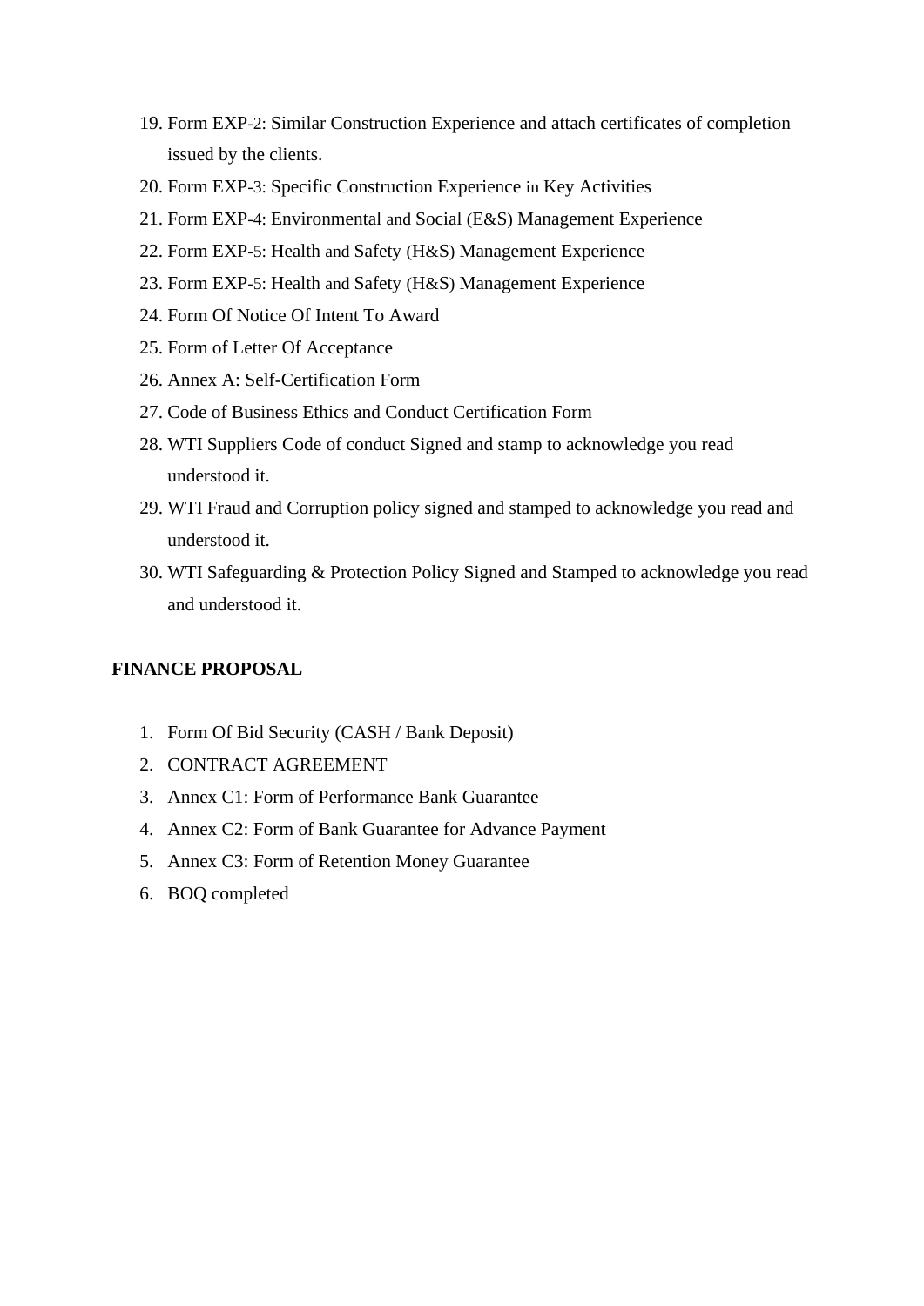19. Form EXP-2: Similar Construction Experience and attach certificates of completion issued by the clients.
20. Form EXP-3: Specific Construction Experience in Key Activities
21. Form EXP-4: Environmental and Social (E&S) Management Experience
22. Form EXP-5: Health and Safety (H&S) Management Experience
23. Form EXP-5: Health and Safety (H&S) Management Experience
24. Form Of Notice Of Intent To Award
25. Form of Letter Of Acceptance
26. Annex A: Self-Certification Form
27. Code of Business Ethics and Conduct Certification Form
28. WTI Suppliers Code of conduct Signed and stamp to acknowledge you read understood it.
29. WTI Fraud and Corruption policy signed and stamped to acknowledge you read and understood it.
30. WTI Safeguarding & Protection Policy Signed and Stamped to acknowledge you read and understood it.

**FINANCE PROPOSAL**

1. Form Of Bid Security (CASH / Bank Deposit)
2. CONTRACT AGREEMENT
3. Annex C1: Form of Performance Bank Guarantee
4. Annex C2: Form of Bank Guarantee for Advance Payment
5. Annex C3: Form of Retention Money Guarantee
6. BOQ completed